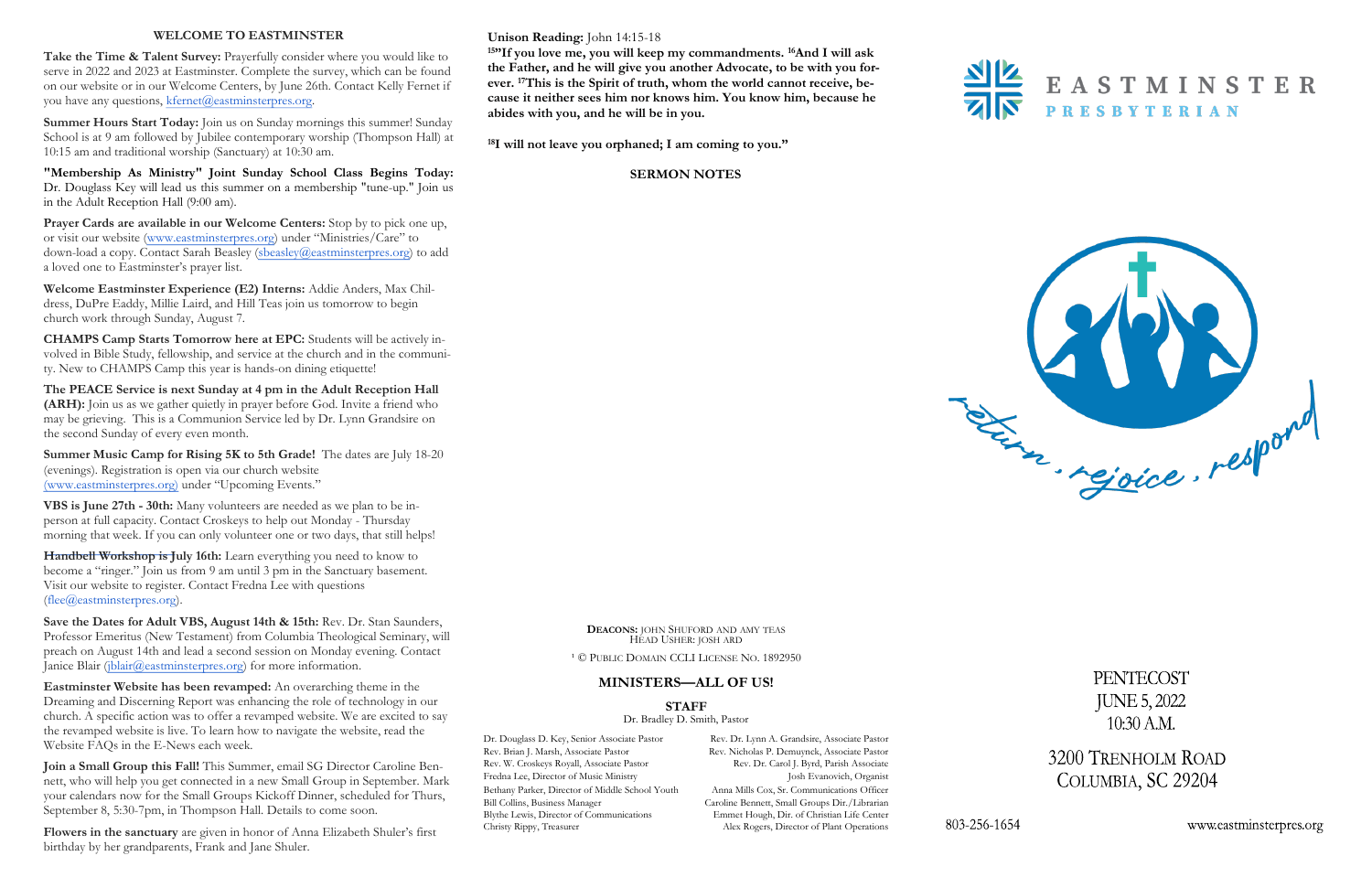## WELCOME TO EASTMINSTER

**Take the Time & Talent Survey:** Prayerfully consider where you would like to serve in 2022 and 2023 at Eastminster. Complete the survey, which can be found on our website or in our Welcome Centers, by June 26th. Contact Kelly Fernet if you have any questions, kfernet@eastminsterpres.org.

**Summer Hours Start Today:** Join us on Sunday mornings this summer! Sunday School is at 9 am followed by Jubilee contemporary worship (Thompson Hall) at 10:15 am and traditional worship (Sanctuary) at 10:30 am.

**"Membership As Ministry" Joint Sunday School Class Begins Today:** Dr. Douglass Key will lead us this summer on a membership "tune-up." Join us in the Adult Reception Hall (9:00 am).

**Prayer Cards are available in our Welcome Centers:** Stop by to pick one up, or visit our website (www.eastminsterpres.org) under "Ministries/Care" to down-load a copy. Contact Sarah Beasley (sbeasley@eastminsterpres.org) to add a loved one to Eastminster's prayer list.

**Welcome Eastminster Experience (E2) Interns:** Addie Anders, Max Childress, DuPre Eaddy, Millie Laird, and Hill Teas join us tomorrow to begin church work through Sunday, August 7.

**CHAMPS Camp Starts Tomorrow here at EPC:** Students will be actively involved in Bible Study, fellowship, and service at the church and in the community. New to CHAMPS Camp this year is hands-on dining etiquette!

**The PEACE Service is next Sunday at 4 pm in the Adult Reception Hall (ARH):** Join us as we gather quietly in prayer before God. Invite a friend who may be grieving. This is a Communion Service led by Dr. Lynn Grandsire on the second Sunday of every even month.

**Summer Music Camp for Rising 5K to 5th Grade!** The dates are July 18-20 (evenings). Registration is open via our church website (www.eastminsterpres.org) under "Upcoming Events."

**VBS is June 27th - 30th:** Many volunteers are needed as we plan to be in-person at full capacity. Contact Croskeys to help out Monday - Thursday morning that week. If you can only volunteer one or two days, that still helps!

**Handbell Workshop is July 16th:** Learn everything you need to know to become a "ringer." Join us from 9 am until 3 pm in the Sanctuary basement. Visit our website to register. Contact Fredna Lee with questions (flee@eastminsterpres.org).

**Save the Dates for Adult VBS, August 14th & 15th:** Rev. Dr. Stan Saunders, Professor Emeritus (New Testament) from Columbia Theological Seminary, will preach on August 14th and lead a second session on Monday evening. Contact Janice Blair (jblair@eastminsterpres.org) for more information.

**Eastminster Website has been revamped:** An overarching theme in the Dreaming and Discerning Report was enhancing the role of technology in our church. A specific action was to offer a revamped website. We are excited to say the revamped website is live. To learn how to navigate the website, read the Website FAQs in the E-News each week.

**Join a Small Group this Fall!** This Summer, email SG Director Caroline Bennett, who will help you get connected in a new Small Group in September. Mark your calendars now for the Small Groups Kickoff Dinner, scheduled for Thurs, September 8, 5:30-7pm, in Thompson Hall. Details to come soon.

**Flowers in the sanctuary** are given in honor of Anna Elizabeth Shuler's first birthday by her grandparents, Frank and Jane Shuler.

**Unison Reading:** John 14:15-18

**[15]"If you love me, you will keep my commandments. [16]And I will ask the Father, and he will give you another Advocate, to be with you forever. [17]This is the Spirit of truth, whom the world cannot receive, because it neither sees him nor knows him. You know him, because he abides with you, and he will be in you.**

**[18]I will not leave you orphaned; I am coming to you."**

**SERMON NOTES**

**DEACONS:** JOHN SHUFORD AND AMY TEAS
HEAD USHER: JOSH ARD

[1] © PUBLIC DOMAIN CCLI LICENSE NO. 1892950

### MINISTERS—ALL OF US!

**STAFF**

Dr. Bradley D. Smith, Pastor

Dr. Douglass D. Key, Senior Associate Pastor
Rev. Brian J. Marsh, Associate Pastor
Rev. W. Croskeys Royall, Associate Pastor
Fredna Lee, Director of Music Ministry
Bethany Parker, Director of Middle School Youth
Bill Collins, Business Manager
Blythe Lewis, Director of Communications
Christy Rippy, Treasurer

Rev. Dr. Lynn A. Grandsire, Associate Pastor
Rev. Nicholas P. Demuynck, Associate Pastor
Rev. Dr. Carol J. Byrd, Parish Associate
Josh Evanovich, Organist
Anna Mills Cox, Sr. Communications Officer
Caroline Bennett, Small Groups Dir./Librarian
Emmet Hough, Dir. of Christian Life Center
Alex Rogers, Director of Plant Operations

# EASTMINSTER PRESBYTERIAN

return . rejoice . respond

PENTECOST
JUNE 5, 2022
10:30 A.M.

3200 TRENHOLM ROAD
COLUMBIA, SC 29204

803-256-1654 www.eastminsterpres.org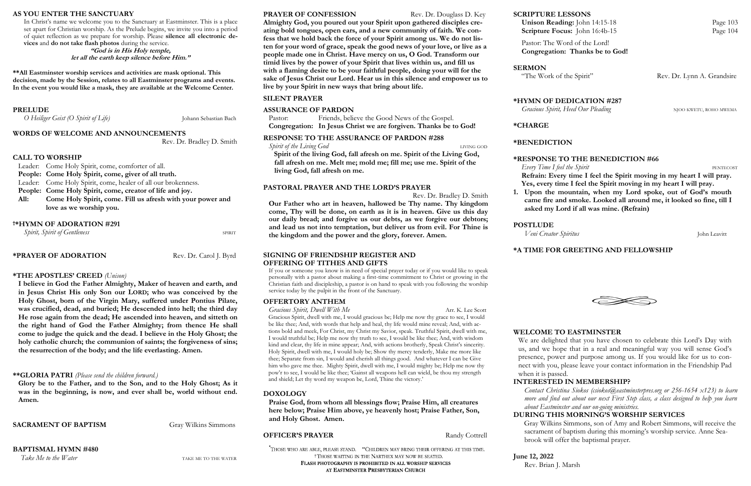## AS YOU ENTER THE SANCTUARY

In Christ's name we welcome you to the Sanctuary at Eastminster. This is a place set apart for Christian worship. As the Prelude begins, we invite you into a period of quiet reflection as we prepare for worship. Please **silence all electronic devices** and **do not take flash photos** during the service.

***"God is in His Holy temple, let all the earth keep silence before Him."***

****All Eastminster worship services and activities are mask optional. This decision, made by the Session, relates to all Eastminster programs and events. In the event you would like a mask, they are available at the Welcome Center.**

## PRELUDE

*O Heiliger Geist (O Spirit of Life)* — Johann Sebastian Bach

## WORDS OF WELCOME AND ANNOUNCEMENTS

Rev. Dr. Bradley D. Smith

## CALL TO WORSHIP

Leader: Come Holy Spirit, come, comforter of all.
**People: Come Holy Spirit, come, giver of all truth.**
Leader: Come Holy Spirit, come, healer of all our brokenness.
**People: Come Holy Spirit, come, creator of life and joy.**
**All: Come Holy Spirit, come. Fill us afresh with your power and love as we worship you.**

## †*HYMN OF ADORATION #291

*Spirit, Spirit of Gentleness* — SPIRIT

## *PRAYER OF ADORATION

Rev. Dr. Carol J. Byrd

## *THE APOSTLES' CREED *(Unison)*

**I believe in God the Father Almighty, Maker of heaven and earth, and in Jesus Christ His only Son our LORD; who was conceived by the Holy Ghost, born of the Virgin Mary, suffered under Pontius Pilate, was crucified, dead, and buried; He descended into hell; the third day He rose again from the dead; He ascended into heaven, and sitteth on the right hand of God the Father Almighty; from thence He shall come to judge the quick and the dead. I believe in the Holy Ghost; the holy catholic church; the communion of saints; the forgiveness of sins; the resurrection of the body; and the life everlasting. Amen.**

## **GLORIA PATRI *(Please send the children forward.)*

**Glory be to the Father, and to the Son, and to the Holy Ghost; As it was in the beginning, is now, and ever shall be, world without end. Amen.**

## SACRAMENT OF BAPTISM

Gray Wilkins Simmons

## BAPTISMAL HYMN #480

*Take Me to the Water* — TAKE ME TO THE WATER

## PRAYER OF CONFESSION

Rev. Dr. Douglass D. Key

**Almighty God, you poured out your Spirit upon gathered disciples creating bold tongues, open ears, and a new community of faith. We confess that we hold back the force of your Spirit among us. We do not listen for your word of grace, speak the good news of your love, or live as a people made one in Christ. Have mercy on us, O God. Transform our timid lives by the power of your Spirit that lives within us, and fill us with a flaming desire to be your faithful people, doing your will for the sake of Jesus Christ our Lord. Hear us in this silence and empower us to live by your Spirit in new ways that bring about life.**

## SILENT PRAYER

## ASSURANCE OF PARDON

Pastor: Friends, believe the Good News of the Gospel.
**Congregation: In Jesus Christ we are forgiven. Thanks be to God!**

## RESPONSE TO THE ASSURANCE OF PARDON #288

*Spirit of the Living God* — LIVING GOD

**Spirit of the living God, fall afresh on me. Spirit of the Living God, fall afresh on me. Melt me; mold me; fill me; use me. Spirit of the living God, fall afresh on me.**

## PASTORAL PRAYER AND THE LORD'S PRAYER

Rev. Dr. Bradley D. Smith

**Our Father who art in heaven, hallowed be Thy name. Thy kingdom come, Thy will be done, on earth as it is in heaven. Give us this day our daily bread; and forgive us our debts, as we forgive our debtors; and lead us not into temptation, but deliver us from evil. For Thine is the kingdom and the power and the glory, forever. Amen.**

## SIGNING OF FRIENDSHIP REGISTER AND OFFERING OF TITHES AND GIFTS

If you or someone you know is in need of special prayer today or if you would like to speak personally with a pastor about making a first-time commitment to Christ or growing in the Christian faith and discipleship, a pastor is on hand to speak with you following the worship service today by the pulpit in the front of the Sanctuary.

## OFFERTORY ANTHEM

*Gracious Spirit, Dwell With Me* — Arr. K. Lee Scott

Gracious Spirit, dwell with me, I would gracious be; Help me now thy grace to see, I would be like thee; And, with words that help and heal, thy life would mine reveal; And, with actions bold and meek, For Christ, my Christ my Savior, speak. Truthful Spirit, dwell with me, I would truthful be; Help me now thy truth to see, I would be like thee; And, with wisdom kind and clear, thy life in mine appear; And, with actions brotherly, Speak Christ's sincerity. Holy Spirit, dwell with me, I would holy be; Show thy mercy tenderly, Make me more like thee; Separate from sin, I would and cherish all things good. And whatever I can be Give him who gave me thee. Mighty Spirit, dwell with me, I would mighty be; Help me now thy pow'r to see, I would be like thee; 'Gainst all weapons hell can wield, be thou my strength and shield; Let thy word my weapon be, Lord, Thine the victory.'

## DOXOLOGY

**Praise God, from whom all blessings flow; Praise Him, all creatures here below; Praise Him above, ye heavenly host; Praise Father, Son, and Holy Ghost. Amen.**

## OFFICER'S PRAYER

Randy Cottrell

*THOSE WHO ARE ABLE, PLEASE STAND. **CHILDREN MAY BRING THEIR OFFERING AT THIS TIME.
†THOSE WAITING IN THE NARTHEX MAY NOW BE SEATED.
**FLASH PHOTOGRAPHY IS PROHIBITED IN ALL WORSHIP SERVICES AT EASTMINSTER PRESBYTERIAN CHURCH**

## SCRIPTURE LESSONS

**Unison Reading:** John 14:15-18 — Page 103
**Scripture Focus:** John 16:4b-15 — Page 104

Pastor: The Word of the Lord!
**Congregation: Thanks be to God!**

## SERMON

"The Work of the Spirit" — Rev. Dr. Lynn A. Grandsire

## *HYMN OF DEDICATION #287

*Gracious Spirit, Heed Our Pleading* — NJOO KWETU, ROHO MWEMA

## *CHARGE

## *BENEDICTION

## *RESPONSE TO THE BENEDICTION #66

*Every Time I feel the Spirit* — PENTECOST

**Refrain: Every time I feel the Spirit moving in my heart I will pray. Yes, every time I feel the Spirit moving in my heart I will pray.**

**1. Upon the mountain, when my Lord spoke, out of God's mouth came fire and smoke. Looked all around me, it looked so fine, till I asked my Lord if all was mine. (Refrain)**

## POSTLUDE

*Veni Creator Spiritus* — John Leavitt

## *A TIME FOR GREETING AND FELLOWSHIP

## WELCOME TO EASTMINSTER

We are delighted that you have chosen to celebrate this Lord's Day with us, and we hope that in a real and meaningful way you will sense God's presence, power and purpose among us. If you would like for us to connect with you, please leave your contact information in the Friendship Pad when it is passed.

## INTERESTED IN MEMBERSHIP?

*Contact Christina Siokos (csiokos@eastminsterpres.org or 256-1654 x123) to learn more and find out about our next First Step class, a class designed to help you learn about Eastminster and our on-going ministries.*

## DURING THIS MORNING'S WORSHIP SERVICES

Gray Wilkins Simmons, son of Amy and Robert Simmons, will receive the sacrament of baptism during this morning's worship service. Anne Seabrook will offer the baptismal prayer.

**June 12, 2022**
Rev. Brian J. Marsh